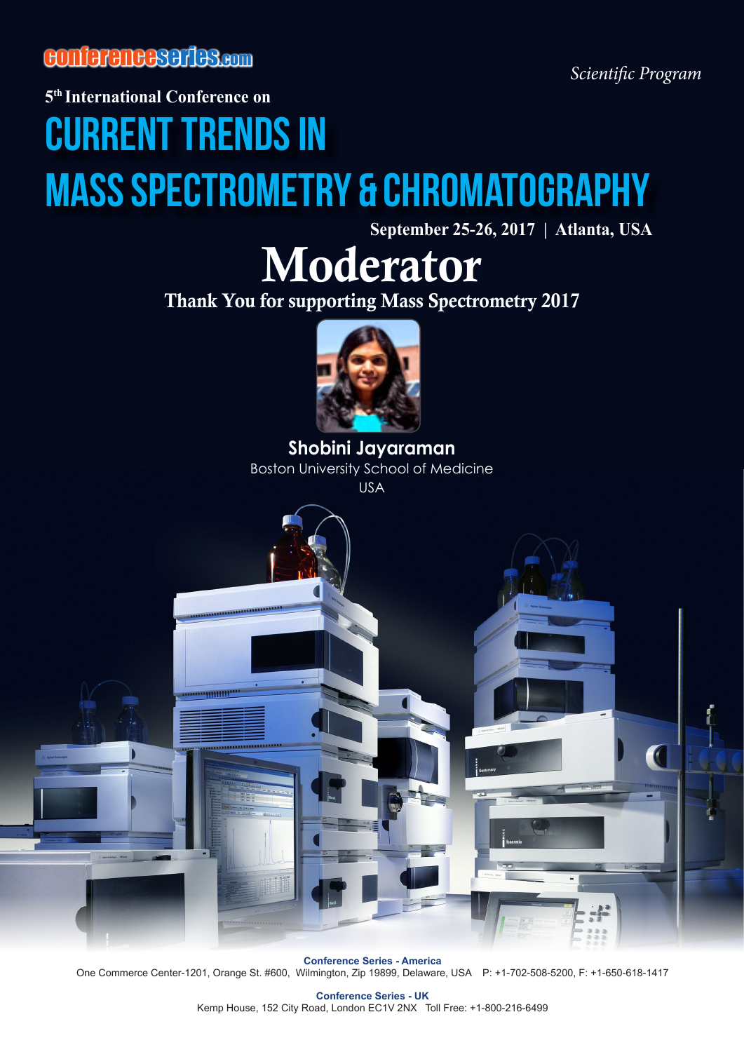conferenceseries.com

*Scientific Program*

5th International Conference on

# CURRENT TRENDS IN MASS SPECTROMETRY & CHROMATOGRAPHY

**September 25-26, 2017 | Atlanta, USA**

# Moderator

**Thank You for supporting Mass Spectrometry 2017**

**Shobini Jayaraman**

Boston University School of Medicine

USA

**Conference Series - America**

One Commerce Center-1201, Orange St. #600, Wilmington, Zip 19899, Delaware, USA P: +1-702-508-5200, F: +1-650-618-1417

**Conference Series - UK**

Kemp House, 152 City Road, London EC1V 2NX Toll Free: +1-800-216-6499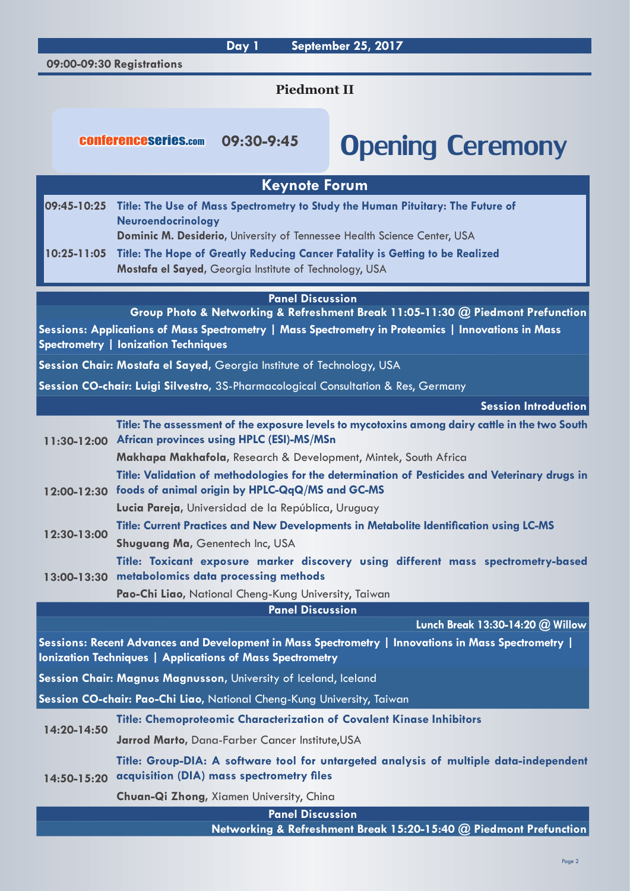## Day 1 September 25, 2017

**09:00-09:30 Registrations**

### Piedmont II

conferenceseries.com **09:30-9:45**

# Opening Ceremony

## Keynote Forum

**09:45-10:25** **Title: The Use of Mass Spectrometry to Study the Human Pituitary: The Future of Neuroendocrinology**
**Dominic M. Desiderio,** University of Tennessee Health Science Center, USA

**10:25-11:05** **Title: The Hope of Greatly Reducing Cancer Fatality is Getting to be Realized**
**Mostafa el Sayed**, Georgia Institute of Technology, USA

**Panel Discussion**

**Group Photo & Networking & Refreshment Break 11:05-11:30 @ Piedmont Prefunction**

**Sessions: Applications of Mass Spectrometry | Mass Spectrometry in Proteomics | Innovations in Mass Spectrometry | Ionization Techniques**

**Session Chair: Mostafa el Sayed,** Georgia Institute of Technology, USA

**Session CO-chair: Luigi Silvestro,** 3S-Pharmacological Consultation & Res, Germany

**Session Introduction**

**11:30-12:00** **Title: The assessment of the exposure levels to mycotoxins among dairy cattle in the two South African provinces using HPLC (ESI)-MS/MSn**
**Makhapa Makhafola**, Research & Development, Mintek, South Africa

**12:00-12:30** **Title: Validation of methodologies for the determination of Pesticides and Veterinary drugs in foods of animal origin by HPLC-QqQ/MS and GC-MS**
**Lucia Pareja**, Universidad de la República, Uruguay

**12:30-13:00** **Title: Current Practices and New Developments in Metabolite Identification using LC-MS**
**Shuguang Ma**, Genentech Inc, USA

**13:00-13:30** **Title: Toxicant exposure marker discovery using different mass spectrometry-based metabolomics data processing methods**
**Pao-Chi Liao**, National Cheng-Kung University, Taiwan

**Panel Discussion**

**Lunch Break 13:30-14:20 @ Willow**

**Sessions: Recent Advances and Development in Mass Spectrometry | Innovations in Mass Spectrometry | Ionization Techniques | Applications of Mass Spectrometry**

**Session Chair: Magnus Magnusson,** University of Iceland, Iceland

**Session CO-chair: Pao-Chi Liao,** National Cheng-Kung University, Taiwan

**14:20-14:50** **Title: Chemoproteomic Characterization of Covalent Kinase Inhibitors**
**Jarrod Marto,** Dana-Farber Cancer Institute,USA

**14:50-15:20** **Title: Group-DIA: A software tool for untargeted analysis of multiple data-independent acquisition (DIA) mass spectrometry files**
**Chuan-Qi Zhong**, Xiamen University, China

**Panel Discussion**

**Networking & Refreshment Break 15:20-15:40 @ Piedmont Prefunction**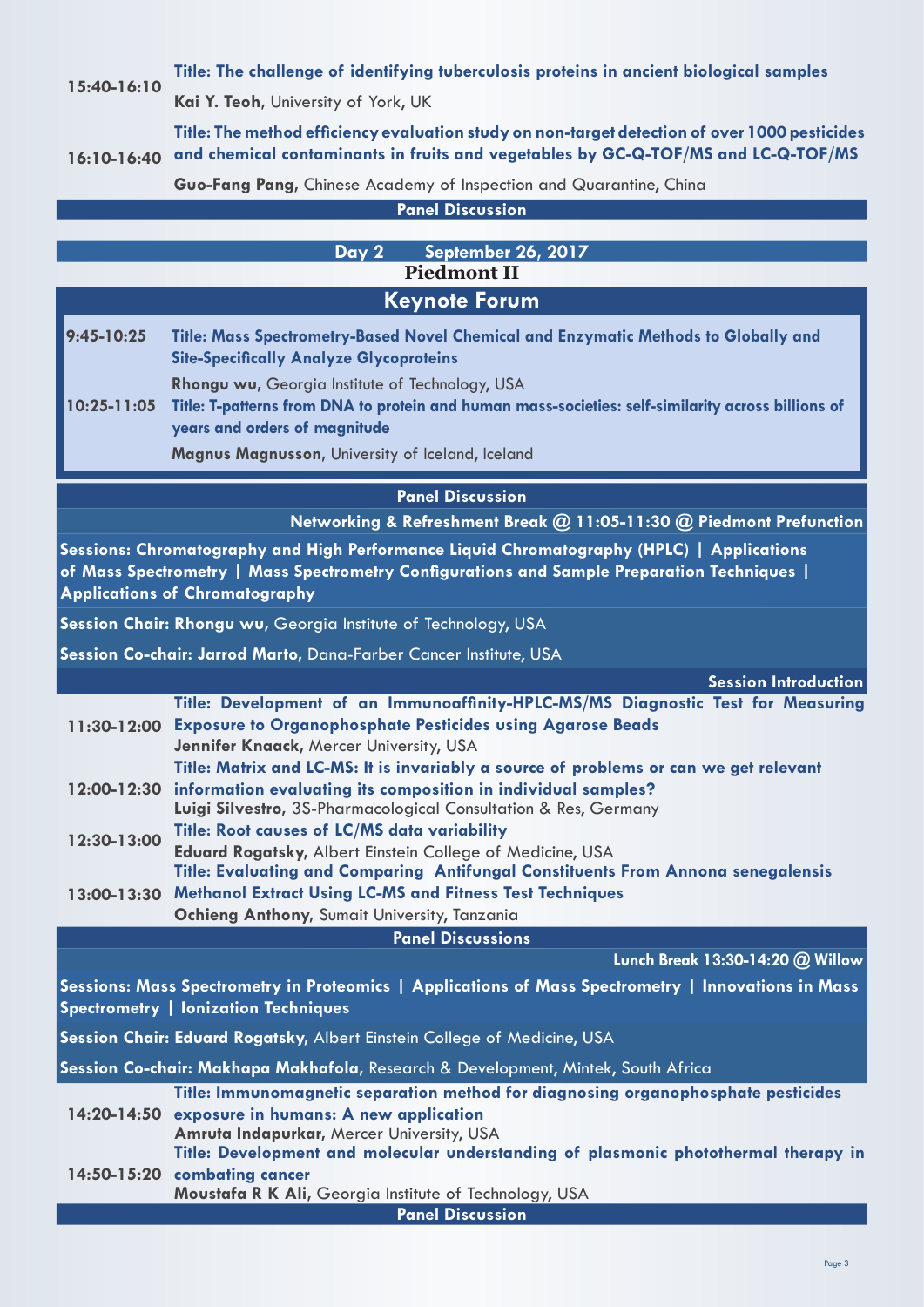**15:40-16:10**
**Title: The challenge of identifying tuberculosis proteins in ancient biological samples**
**Kai Y. Teoh**, University of York, UK

**16:10-16:40**
**Title: The method efficiency evaluation study on non-target detection of over 1000 pesticides and chemical contaminants in fruits and vegetables by GC-Q-TOF/MS and LC-Q-TOF/MS**
**Guo-Fang Pang**, Chinese Academy of Inspection and Quarantine, China

**Panel Discussion**

## Day 2 September 26, 2017

### Piedmont II

## Keynote Forum

**9:45-10:25**
**Title: Mass Spectrometry-Based Novel Chemical and Enzymatic Methods to Globally and Site-Specifically Analyze Glycoproteins**
**Rhongu wu**, Georgia Institute of Technology, USA

**10:25-11:05**
**Title: T-patterns from DNA to protein and human mass-societies: self-similarity across billions of years and orders of magnitude**
**Magnus Magnusson**, University of Iceland, Iceland

**Panel Discussion**

**Networking & Refreshment Break @ 11:05-11:30 @ Piedmont Prefunction**

**Sessions: Chromatography and High Performance Liquid Chromatography (HPLC) | Applications of Mass Spectrometry | Mass Spectrometry Configurations and Sample Preparation Techniques | Applications of Chromatography**

**Session Chair: Rhongu wu**, Georgia Institute of Technology, USA

**Session Co-chair: Jarrod Marto**, Dana-Farber Cancer Institute, USA

**Session Introduction**

**11:30-12:00**
**Title: Development of an Immunoaffinity-HPLC-MS/MS Diagnostic Test for Measuring Exposure to Organophosphate Pesticides using Agarose Beads**
**Jennifer Knaack**, Mercer University, USA

**12:00-12:30**
**Title: Matrix and LC-MS: It is invariably a source of problems or can we get relevant information evaluating its composition in individual samples?**
**Luigi Silvestro**, 3S-Pharmacological Consultation & Res, Germany

**12:30-13:00**
**Title: Root causes of LC/MS data variability**
**Eduard Rogatsky**, Albert Einstein College of Medicine, USA

**13:00-13:30**
**Title: Evaluating and Comparing Antifungal Constituents From Annona senegalensis Methanol Extract Using LC-MS and Fitness Test Techniques**
**Ochieng Anthony**, Sumait University, Tanzania

**Panel Discussions**

**Lunch Break 13:30-14:20 @ Willow**

**Sessions: Mass Spectrometry in Proteomics | Applications of Mass Spectrometry | Innovations in Mass Spectrometry | Ionization Techniques**

**Session Chair: Eduard Rogatsky**, Albert Einstein College of Medicine, USA

**Session Co-chair: Makhapa Makhafola**, Research & Development, Mintek, South Africa

**14:20-14:50**
**Title: Immunomagnetic separation method for diagnosing organophosphate pesticides exposure in humans: A new application**
**Amruta Indapurkar**, Mercer University, USA

**14:50-15:20**
**Title: Development and molecular understanding of plasmonic photothermal therapy in combating cancer**
**Moustafa R K Ali**, Georgia Institute of Technology, USA

**Panel Discussion**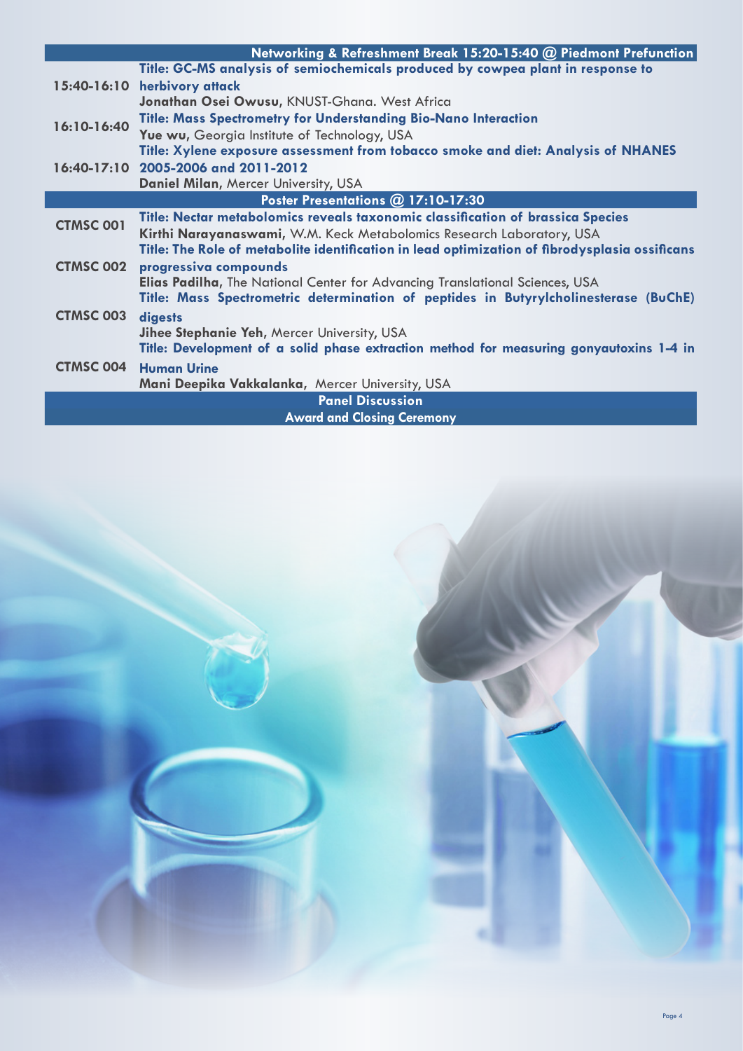| | |
|---|---|
| | **Networking & Refreshment Break 15:20-15:40 @ Piedmont Prefunction** |
| **15:40-16:10** | **Title: GC-MS analysis of semiochemicals produced by cowpea plant in response to herbivory attack**<br>**Jonathan Osei Owusu**, KNUST-Ghana. West Africa |
| **16:10-16:40** | **Title: Mass Spectrometry for Understanding Bio-Nano Interaction**<br>**Yue wu**, Georgia Institute of Technology, USA |
| **16:40-17:10** | **Title: Xylene exposure assessment from tobacco smoke and diet: Analysis of NHANES 2005-2006 and 2011-2012**<br>**Daniel Milan**, Mercer University, USA |
| | **Poster Presentations @ 17:10-17:30** |
| **CTMSC 001** | **Title: Nectar metabolomics reveals taxonomic classification of brassica Species**<br>**Kirthi Narayanaswami**, W.M. Keck Metabolomics Research Laboratory, USA |
| **CTMSC 002** | **Title: The Role of metabolite identification in lead optimization of fibrodysplasia ossificans progressiva compounds**<br>**Elias Padilha**, The National Center for Advancing Translational Sciences, USA |
| **CTMSC 003** | **Title: Mass Spectrometric determination of peptides in Butyrylcholinesterase (BuChE) digests**<br>**Jihee Stephanie Yeh**, Mercer University, USA |
| **CTMSC 004** | **Title: Development of a solid phase extraction method for measuring gonyautoxins 1-4 in Human Urine**<br>**Mani Deepika Vakkalanka**, Mercer University, USA |
| | **Panel Discussion** |
| | **Award and Closing Ceremony** |